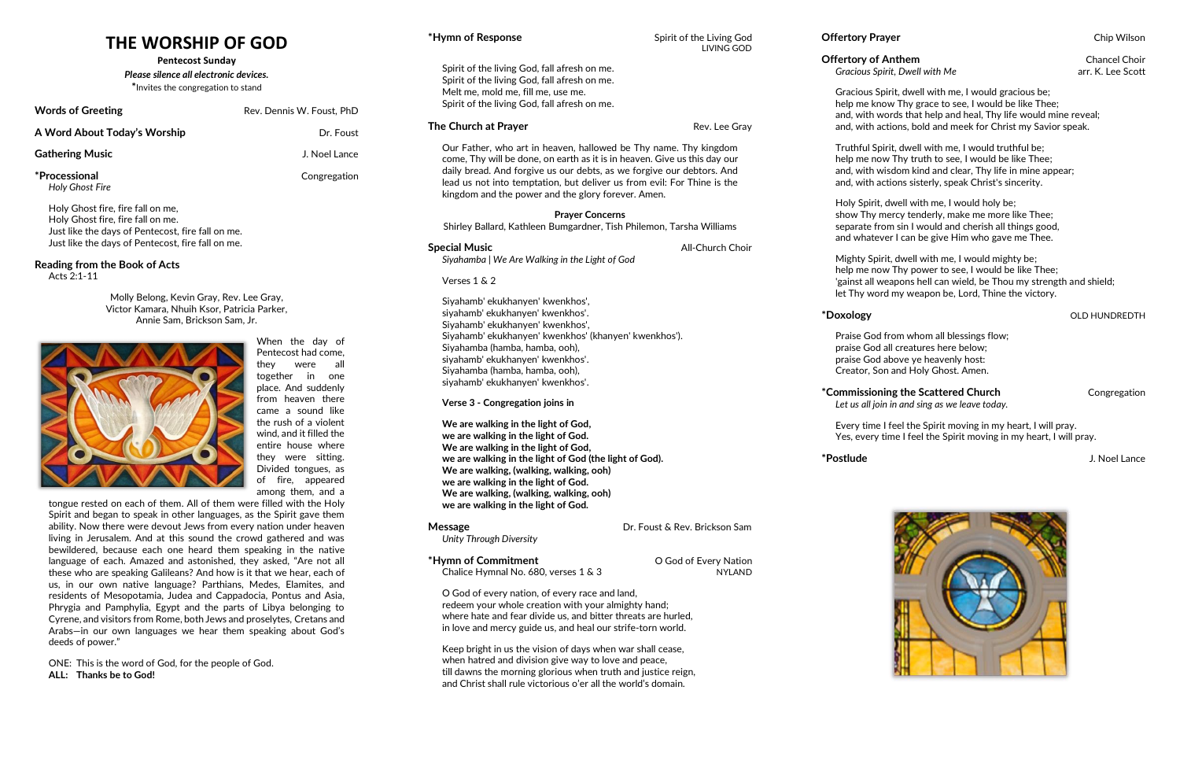# THE WORSHIP OF GOD

**Pentecost Sunday**

*Please silence all electronic devices.*

*Invites the congregation to stand

**Words of Greeting** — Rev. Dennis W. Foust, PhD

**A Word About Today's Worship** — Dr. Foust

**Gathering Music** — J. Noel Lance

***Processional** — Congregation
*Holy Ghost Fire*

Holy Ghost fire, fire fall on me,
Holy Ghost fire, fire fall on me.
Just like the days of Pentecost, fire fall on me.
Just like the days of Pentecost, fire fall on me.

**Reading from the Book of Acts**
Acts 2:1-11

Molly Belong, Kevin Gray, Rev. Lee Gray,
Victor Kamara, Nhuih Ksor, Patricia Parker,
Annie Sam, Brickson Sam, Jr.

When the day of Pentecost had come, they were all together in one place. And suddenly from heaven there came a sound like the rush of a violent wind, and it filled the entire house where they were sitting. Divided tongues, as of fire, appeared among them, and a tongue rested on each of them. All of them were filled with the Holy Spirit and began to speak in other languages, as the Spirit gave them ability. Now there were devout Jews from every nation under heaven living in Jerusalem. And at this sound the crowd gathered and was bewildered, because each one heard them speaking in the native language of each. Amazed and astonished, they asked, "Are not all these who are speaking Galileans? And how is it that we hear, each of us, in our own native language? Parthians, Medes, Elamites, and residents of Mesopotamia, Judea and Cappadocia, Pontus and Asia, Phrygia and Pamphylia, Egypt and the parts of Libya belonging to Cyrene, and visitors from Rome, both Jews and proselytes, Cretans and Arabs—in our own languages we hear them speaking about God's deeds of power."

ONE: This is the word of God, for the people of God.
**ALL: Thanks be to God!**

***Hymn of Response** — Spirit of the Living God, LIVING GOD

Spirit of the living God, fall afresh on me.
Spirit of the living God, fall afresh on me.
Melt me, mold me, fill me, use me.
Spirit of the living God, fall afresh on me.

**The Church at Prayer** — Rev. Lee Gray

Our Father, who art in heaven, hallowed be Thy name. Thy kingdom come, Thy will be done, on earth as it is in heaven. Give us this day our daily bread. And forgive us our debts, as we forgive our debtors. And lead us not into temptation, but deliver us from evil: For Thine is the kingdom and the power and the glory forever. Amen.

**Prayer Concerns**
Shirley Ballard, Kathleen Bumgardner, Tish Philemon, Tarsha Williams

**Special Music** — All-Church Choir
*Siyahamba | We Are Walking in the Light of God*

Verses 1 & 2

Siyahamb' ekukhanyen' kwenkhos',
siyahamb' ekukhanyen' kwenkhos'.
Siyahamb' ekukhanyen' kwenkhos',
Siyahamb' ekukhanyen' kwenkhos' (khanyen' kwenkhos').
Siyahamba (hamba, hamba, ooh),
siyahamb' ekukhanyen' kwenkhos'.
Siyahamba (hamba, hamba, ooh),
siyahamb' ekukhanyen' kwenkhos'.

**Verse 3 - Congregation joins in**

**We are walking in the light of God,**
**we are walking in the light of God.**
**We are walking in the light of God,**
**we are walking in the light of God (the light of God).**
**We are walking, (walking, walking, ooh)**
**we are walking in the light of God.**
**We are walking, (walking, walking, ooh)**
**we are walking in the light of God.**

**Message** — Dr. Foust & Rev. Brickson Sam
*Unity Through Diversity*

***Hymn of Commitment** — O God of Every Nation, NYLAND
Chalice Hymnal No. 680, verses 1 & 3

O God of every nation, of every race and land,
redeem your whole creation with your almighty hand;
where hate and fear divide us, and bitter threats are hurled,
in love and mercy guide us, and heal our strife-torn world.

Keep bright in us the vision of days when war shall cease,
when hatred and division give way to love and peace,
till dawns the morning glorious when truth and justice reign,
and Christ shall rule victorious o'er all the world's domain.

**Offertory Prayer** — Chip Wilson

**Offertory of Anthem** — Chancel Choir
*Gracious Spirit, Dwell with Me* — arr. K. Lee Scott

Gracious Spirit, dwell with me, I would gracious be;
help me know Thy grace to see, I would be like Thee;
and, with words that help and heal, Thy life would mine reveal;
and, with actions, bold and meek for Christ my Savior speak.

Truthful Spirit, dwell with me, I would truthful be;
help me now Thy truth to see, I would be like Thee;
and, with wisdom kind and clear, Thy life in mine appear;
and, with actions sisterly, speak Christ's sincerity.

Holy Spirit, dwell with me, I would holy be;
show Thy mercy tenderly, make me more like Thee;
separate from sin I would and cherish all things good,
and whatever I can be give Him who gave me Thee.

Mighty Spirit, dwell with me, I would mighty be;
help me now Thy power to see, I would be like Thee;
'gainst all weapons hell can wield, be Thou my strength and shield;
let Thy word my weapon be, Lord, Thine the victory.

***Doxology** — OLD HUNDREDTH

Praise God from whom all blessings flow;
praise God all creatures here below;
praise God above ye heavenly host:
Creator, Son and Holy Ghost. Amen.

***Commissioning the Scattered Church** — Congregation
*Let us all join in and sing as we leave today.*

Every time I feel the Spirit moving in my heart, I will pray.
Yes, every time I feel the Spirit moving in my heart, I will pray.

***Postlude** — J. Noel Lance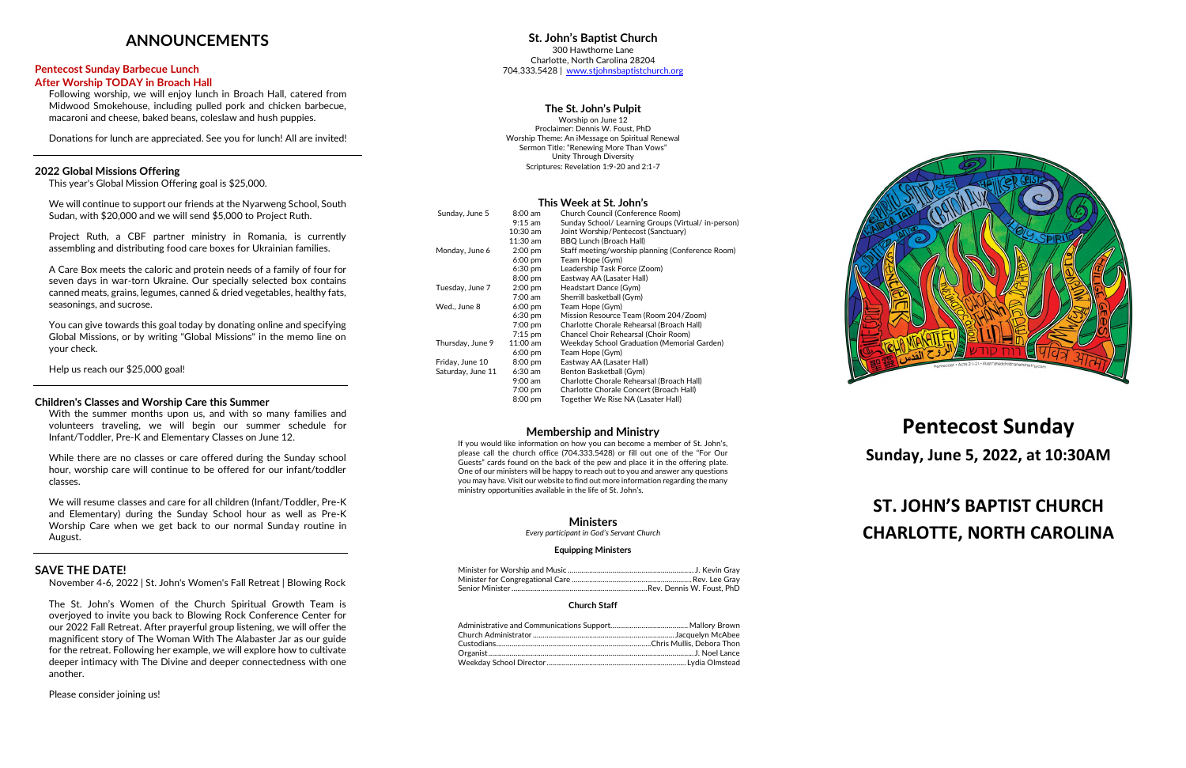# ANNOUNCEMENTS

### Pentecost Sunday Barbecue Lunch
### After Worship TODAY in Broach Hall

Following worship, we will enjoy lunch in Broach Hall, catered from Midwood Smokehouse, including pulled pork and chicken barbecue, macaroni and cheese, baked beans, coleslaw and hush puppies.

Donations for lunch are appreciated. See you for lunch! All are invited!

### 2022 Global Missions Offering

This year's Global Mission Offering goal is $25,000.

We will continue to support our friends at the Nyarweng School, South Sudan, with $20,000 and we will send $5,000 to Project Ruth.

Project Ruth, a CBF partner ministry in Romania, is currently assembling and distributing food care boxes for Ukrainian families.

A Care Box meets the caloric and protein needs of a family of four for seven days in war-torn Ukraine. Our specially selected box contains canned meats, grains, legumes, canned & dried vegetables, healthy fats, seasonings, and sucrose.

You can give towards this goal today by donating online and specifying Global Missions, or by writing "Global Missions" in the memo line on your check.

Help us reach our $25,000 goal!

### Children's Classes and Worship Care this Summer

With the summer months upon us, and with so many families and volunteers traveling, we will begin our summer schedule for Infant/Toddler, Pre-K and Elementary Classes on June 12.

While there are no classes or care offered during the Sunday school hour, worship care will continue to be offered for our infant/toddler classes.

We will resume classes and care for all children (Infant/Toddler, Pre-K and Elementary) during the Sunday School hour as well as Pre-K Worship Care when we get back to our normal Sunday routine in August.

## SAVE THE DATE!

November 4-6, 2022 | St. John's Women's Fall Retreat | Blowing Rock

The St. John's Women of the Church Spiritual Growth Team is overjoyed to invite you back to Blowing Rock Conference Center for our 2022 Fall Retreat. After prayerful group listening, we will offer the magnificent story of The Woman With The Alabaster Jar as our guide for the retreat. Following her example, we will explore how to cultivate deeper intimacy with The Divine and deeper connectedness with one another.

Please consider joining us!

## St. John's Baptist Church

300 Hawthorne Lane
Charlotte, North Carolina 28204
704.333.5428 | www.stjohnsbaptistchurch.org

### The St. John's Pulpit

Worship on June 12
Proclaimer: Dennis W. Foust, PhD
Worship Theme: An iMessage on Spiritual Renewal
Sermon Title: "Renewing More Than Vows"
Unity Through Diversity
Scriptures: Revelation 1:9-20 and 2:1-7

### This Week at St. John's

| | | |
|---|---|---|
| Sunday, June 5 | 8:00 am | Church Council (Conference Room) |
| | 9:15 am | Sunday School/ Learning Groups (Virtual/ in-person) |
| | 10:30 am | Joint Worship/Pentecost (Sanctuary) |
| | 11:30 am | BBQ Lunch (Broach Hall) |
| Monday, June 6 | 2:00 pm | Staff meeting/worship planning (Conference Room) |
| | 6:00 pm | Team Hope (Gym) |
| | 6:30 pm | Leadership Task Force (Zoom) |
| | 8:00 pm | Eastway AA (Lasater Hall) |
| Tuesday, June 7 | 2:00 pm | Headstart Dance (Gym) |
| | 7:00 am | Sherrill basketball (Gym) |
| Wed., June 8 | 6:00 pm | Team Hope (Gym) |
| | 6:30 pm | Mission Resource Team (Room 204/Zoom) |
| | 7:00 pm | Charlotte Chorale Rehearsal (Broach Hall) |
| | 7:15 pm | Chancel Choir Rehearsal (Choir Room) |
| Thursday, June 9 | 11:00 am | Weekday School Graduation (Memorial Garden) |
| | 6:00 pm | Team Hope (Gym) |
| Friday, June 10 | 8:00 pm | Eastway AA (Lasater Hall) |
| Saturday, June 11 | 6:30 am | Benton Basketball (Gym) |
| | 9:00 am | Charlotte Chorale Rehearsal (Broach Hall) |
| | 7:00 pm | Charlotte Chorale Concert (Broach Hall) |
| | 8:00 pm | Together We Rise NA (Lasater Hall) |

### Membership and Ministry

If you would like information on how you can become a member of St. John's, please call the church office (704.333.5428) or fill out one of the "For Our Guests" cards found on the back of the pew and place it in the offering plate. One of our ministers will be happy to reach out to you and answer any questions you may have. Visit our website to find out more information regarding the many ministry opportunities available in the life of St. John's.

### Ministers

*Every participant in God's Servant Church*

#### Equipping Ministers

Minister for Worship and Music ........ J. Kevin Gray
Minister for Congregational Care ........ Rev. Lee Gray
Senior Minister ........ Rev. Dennis W. Foust, PhD

#### Church Staff

Administrative and Communications Support ........ Mallory Brown
Church Administrator ........ Jacquelyn McAbee
Custodians ........ Chris Mullis, Debora Thon
Organist ........ J. Noel Lance
Weekday School Director ........ Lydia Olmstead

# Pentecost Sunday

## Sunday, June 5, 2022, at 10:30AM

# ST. JOHN'S BAPTIST CHURCH CHARLOTTE, NORTH CAROLINA